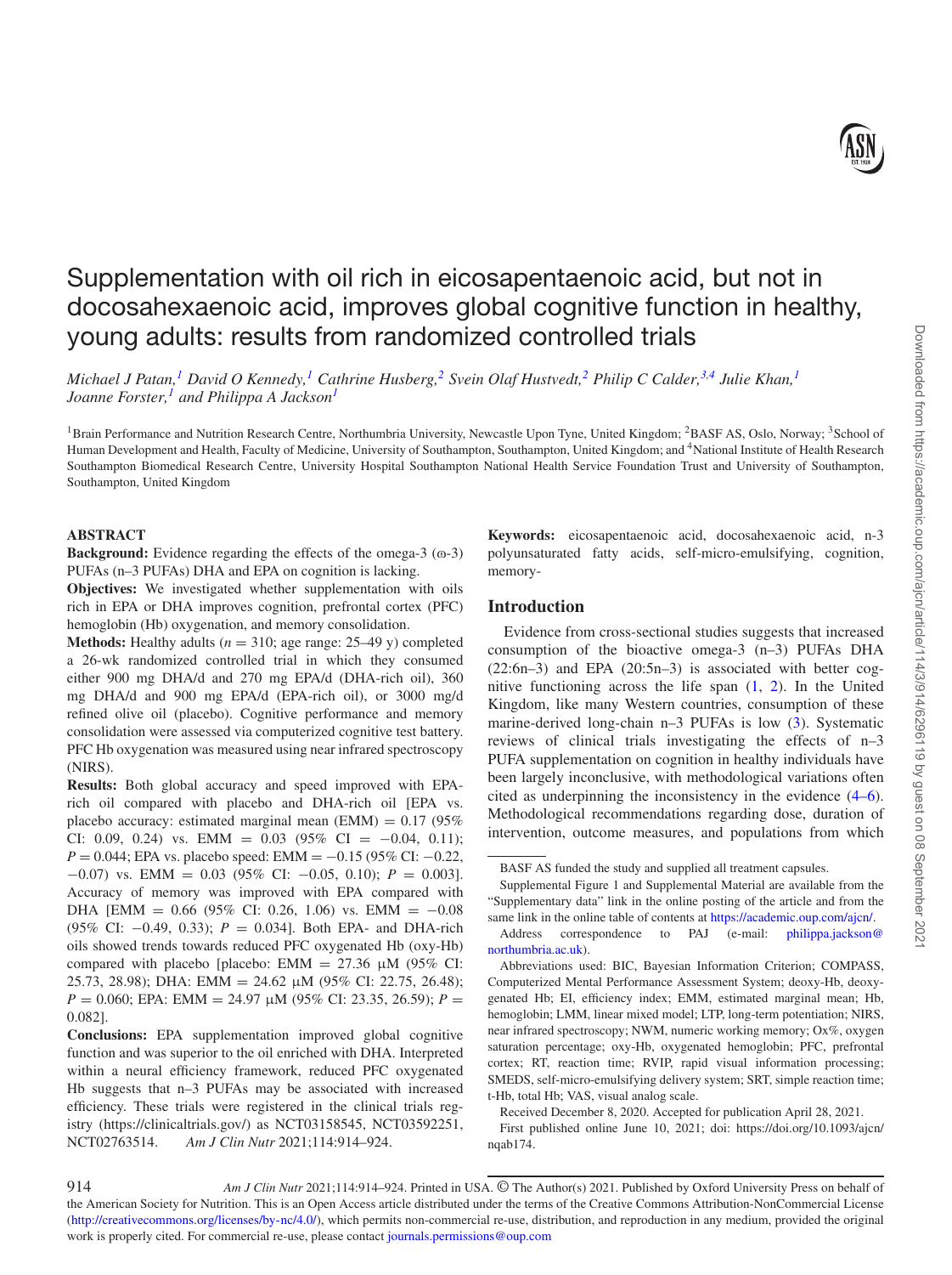# Supplementation with oil rich in eicosapentaenoic acid, but not in docosahexaenoic acid, improves global cognitive function in healthy, young adults: results from randomized controlled trials

*Michael J Patan,[1] David O Kennedy,[1] Cathrine Husberg,[2] Svein Olaf Hustvedt,[2] Philip C Calder,[3,4] Julie Khan,[1] Joanne Forster,[1] and Philippa A Jackson[1]*

[1]Brain Performance and Nutrition Research Centre, Northumbria University, Newcastle Upon Tyne, United Kingdom; [2]BASF AS, Oslo, Norway; [3]School of Human Development and Health, Faculty of Medicine, University of Southampton, Southampton, United Kingdom; and [4]National Institute of Health Research Southampton Biomedical Research Centre, University Hospital Southampton National Health Service Foundation Trust and University of Southampton, Southampton, United Kingdom

## ABSTRACT

**Background:** Evidence regarding the effects of the omega-3 (ω-3) PUFAs (n–3 PUFAs) DHA and EPA on cognition is lacking.

**Objectives:** We investigated whether supplementation with oils rich in EPA or DHA improves cognition, prefrontal cortex (PFC) hemoglobin (Hb) oxygenation, and memory consolidation.

**Methods:** Healthy adults ($n = 310$; age range: 25–49 y) completed a 26-wk randomized controlled trial in which they consumed either 900 mg DHA/d and 270 mg EPA/d (DHA-rich oil), 360 mg DHA/d and 900 mg EPA/d (EPA-rich oil), or 3000 mg/d refined olive oil (placebo). Cognitive performance and memory consolidation were assessed via computerized cognitive test battery. PFC Hb oxygenation was measured using near infrared spectroscopy (NIRS).

**Results:** Both global accuracy and speed improved with EPA-rich oil compared with placebo and DHA-rich oil [EPA vs. placebo accuracy: estimated marginal mean (EMM) = 0.17 (95% CI: 0.09, 0.24) vs. EMM = 0.03 (95% CI = −0.04, 0.11); $P = 0.044$; EPA vs. placebo speed: EMM = −0.15 (95% CI: −0.22, −0.07) vs. EMM = 0.03 (95% CI: −0.05, 0.10); $P = 0.003$]. Accuracy of memory was improved with EPA compared with DHA [EMM = 0.66 (95% CI: 0.26, 1.06) vs. EMM = −0.08 (95% CI: −0.49, 0.33); $P = 0.034$]. Both EPA- and DHA-rich oils showed trends towards reduced PFC oxygenated Hb (oxy-Hb) compared with placebo [placebo: EMM = 27.36 μM (95% CI: 25.73, 28.98); DHA: EMM = 24.62 μM (95% CI: 22.75, 26.48); $P = 0.060$; EPA: EMM = 24.97 μM (95% CI: 23.35, 26.59); $P = 0.082$].

**Conclusions:** EPA supplementation improved global cognitive function and was superior to the oil enriched with DHA. Interpreted within a neural efficiency framework, reduced PFC oxygenated Hb suggests that n–3 PUFAs may be associated with increased efficiency. These trials were registered in the clinical trials registry (https://clinicaltrials.gov/) as NCT03158545, NCT03592251, NCT02763514. *Am J Clin Nutr* 2021;114:914–924.

**Keywords:** eicosapentaenoic acid, docosahexaenoic acid, n-3 polyunsaturated fatty acids, self-micro-emulsifying, cognition, memory-

## Introduction

Evidence from cross-sectional studies suggests that increased consumption of the bioactive omega-3 (n–3) PUFAs DHA (22:6n–3) and EPA (20:5n–3) is associated with better cognitive functioning across the life span (1, 2). In the United Kingdom, like many Western countries, consumption of these marine-derived long-chain n–3 PUFAs is low (3). Systematic reviews of clinical trials investigating the effects of n–3 PUFA supplementation on cognition in healthy individuals have been largely inconclusive, with methodological variations often cited as underpinning the inconsistency in the evidence (4–6). Methodological recommendations regarding dose, duration of intervention, outcome measures, and populations from which

---

BASF AS funded the study and supplied all treatment capsules.

Supplemental Figure 1 and Supplemental Material are available from the "Supplementary data" link in the online posting of the article and from the same link in the online table of contents at https://academic.oup.com/ajcn/.

Address correspondence to PAJ (e-mail: philippa.jackson@northumbria.ac.uk).

Abbreviations used: BIC, Bayesian Information Criterion; COMPASS, Computerized Mental Performance Assessment System; deoxy-Hb, deoxygenated Hb; EI, efficiency index; EMM, estimated marginal mean; Hb, hemoglobin; LMM, linear mixed model; LTP, long-term potentiation; NIRS, near infrared spectroscopy; NWM, numeric working memory; Ox%, oxygen saturation percentage; oxy-Hb, oxygenated hemoglobin; PFC, prefrontal cortex; RT, reaction time; RVIP, rapid visual information processing; SMEDS, self-micro-emulsifying delivery system; SRT, simple reaction time; t-Hb, total Hb; VAS, visual analog scale.

Received December 8, 2020. Accepted for publication April 28, 2021.

First published online June 10, 2021; doi: https://doi.org/10.1093/ajcn/nqab174.

*Am J Clin Nutr* 2021;114:914–924. Printed in USA. © The Author(s) 2021. Published by Oxford University Press on behalf of the American Society for Nutrition. This is an Open Access article distributed under the terms of the Creative Commons Attribution-NonCommercial License (http://creativecommons.org/licenses/by-nc/4.0/), which permits non-commercial re-use, distribution, and reproduction in any medium, provided the original work is properly cited. For commercial re-use, please contact journals.permissions@oup.com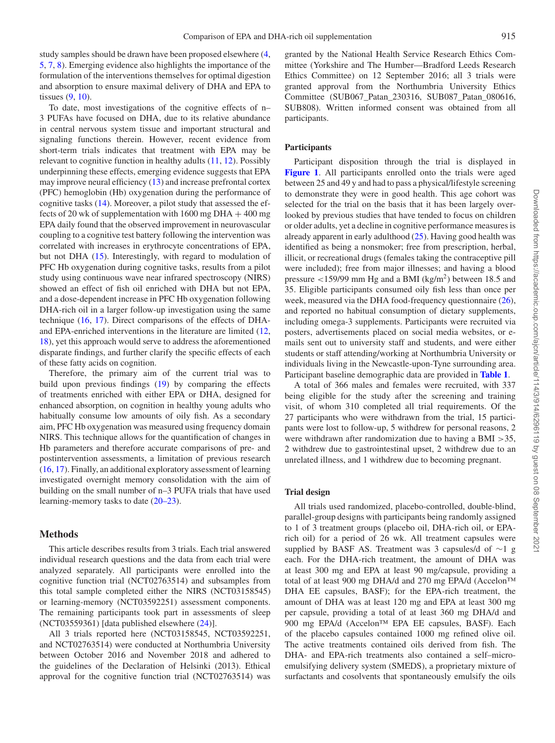study samples should be drawn have been proposed elsewhere (4, 5, 7, 8). Emerging evidence also highlights the importance of the formulation of the interventions themselves for optimal digestion and absorption to ensure maximal delivery of DHA and EPA to tissues (9, 10).

To date, most investigations of the cognitive effects of n–3 PUFAs have focused on DHA, due to its relative abundance in central nervous system tissue and important structural and signaling functions therein. However, recent evidence from short-term trials indicates that treatment with EPA may be relevant to cognitive function in healthy adults (11, 12). Possibly underpinning these effects, emerging evidence suggests that EPA may improve neural efficiency (13) and increase prefrontal cortex (PFC) hemoglobin (Hb) oxygenation during the performance of cognitive tasks (14). Moreover, a pilot study that assessed the effects of 20 wk of supplementation with 1600 mg DHA + 400 mg EPA daily found that the observed improvement in neurovascular coupling to a cognitive test battery following the intervention was correlated with increases in erythrocyte concentrations of EPA, but not DHA (15). Interestingly, with regard to modulation of PFC Hb oxygenation during cognitive tasks, results from a pilot study using continuous wave near infrared spectroscopy (NIRS) showed an effect of fish oil enriched with DHA but not EPA, and a dose-dependent increase in PFC Hb oxygenation following DHA-rich oil in a larger follow-up investigation using the same technique (16, 17). Direct comparisons of the effects of DHA- and EPA-enriched interventions in the literature are limited (12, 18), yet this approach would serve to address the aforementioned disparate findings, and further clarify the specific effects of each of these fatty acids on cognition.

Therefore, the primary aim of the current trial was to build upon previous findings (19) by comparing the effects of treatments enriched with either EPA or DHA, designed for enhanced absorption, on cognition in healthy young adults who habitually consume low amounts of oily fish. As a secondary aim, PFC Hb oxygenation was measured using frequency domain NIRS. This technique allows for the quantification of changes in Hb parameters and therefore accurate comparisons of pre- and postintervention assessments, a limitation of previous research (16, 17). Finally, an additional exploratory assessment of learning investigated overnight memory consolidation with the aim of building on the small number of n–3 PUFA trials that have used learning-memory tasks to date (20–23).

## Methods

This article describes results from 3 trials. Each trial answered individual research questions and the data from each trial were analyzed separately. All participants were enrolled into the cognitive function trial (NCT02763514) and subsamples from this total sample completed either the NIRS (NCT03158545) or learning-memory (NCT03592251) assessment components. The remaining participants took part in assessments of sleep (NCT03559361) [data published elsewhere (24)].

All 3 trials reported here (NCT03158545, NCT03592251, and NCT02763514) were conducted at Northumbria University between October 2016 and November 2018 and adhered to the guidelines of the Declaration of Helsinki (2013). Ethical approval for the cognitive function trial (NCT02763514) was granted by the National Health Service Research Ethics Committee (Yorkshire and The Humber—Bradford Leeds Research Ethics Committee) on 12 September 2016; all 3 trials were granted approval from the Northumbria University Ethics Committee (SUB067_Patan_230316, SUB087_Patan_080616, SUB808). Written informed consent was obtained from all participants.

### Participants

Participant disposition through the trial is displayed in **Figure 1**. All participants enrolled onto the trials were aged between 25 and 49 y and had to pass a physical/lifestyle screening to demonstrate they were in good health. This age cohort was selected for the trial on the basis that it has been largely overlooked by previous studies that have tended to focus on children or older adults, yet a decline in cognitive performance measures is already apparent in early adulthood (25). Having good health was identified as being a nonsmoker; free from prescription, herbal, illicit, or recreational drugs (females taking the contraceptive pill were included); free from major illnesses; and having a blood pressure <159/99 mm Hg and a BMI (kg/m$^2$) between 18.5 and 35. Eligible participants consumed oily fish less than once per week, measured via the DHA food-frequency questionnaire (26), and reported no habitual consumption of dietary supplements, including omega-3 supplements. Participants were recruited via posters, advertisements placed on social media websites, or e-mails sent out to university staff and students, and were either students or staff attending/working at Northumbria University or individuals living in the Newcastle-upon-Tyne surrounding area. Participant baseline demographic data are provided in **Table 1**.

A total of 366 males and females were recruited, with 337 being eligible for the study after the screening and training visit, of whom 310 completed all trial requirements. Of the 27 participants who were withdrawn from the trial, 15 participants were lost to follow-up, 5 withdrew for personal reasons, 2 were withdrawn after randomization due to having a BMI >35, 2 withdrew due to gastrointestinal upset, 2 withdrew due to an unrelated illness, and 1 withdrew due to becoming pregnant.

### Trial design

All trials used randomized, placebo-controlled, double-blind, parallel-group designs with participants being randomly assigned to 1 of 3 treatment groups (placebo oil, DHA-rich oil, or EPA-rich oil) for a period of 26 wk. All treatment capsules were supplied by BASF AS. Treatment was 3 capsules/d of ∼1 g each. For the DHA-rich treatment, the amount of DHA was at least 300 mg and EPA at least 90 mg/capsule, providing a total of at least 900 mg DHA/d and 270 mg EPA/d (Accelon™ DHA EE capsules, BASF); for the EPA-rich treatment, the amount of DHA was at least 120 mg and EPA at least 300 mg per capsule, providing a total of at least 360 mg DHA/d and 900 mg EPA/d (Accelon™ EPA EE capsules, BASF). Each of the placebo capsules contained 1000 mg refined olive oil. The active treatments contained oils derived from fish. The DHA- and EPA-rich treatments also contained a self–micro-emulsifying delivery system (SMEDS), a proprietary mixture of surfactants and cosolvents that spontaneously emulsify the oils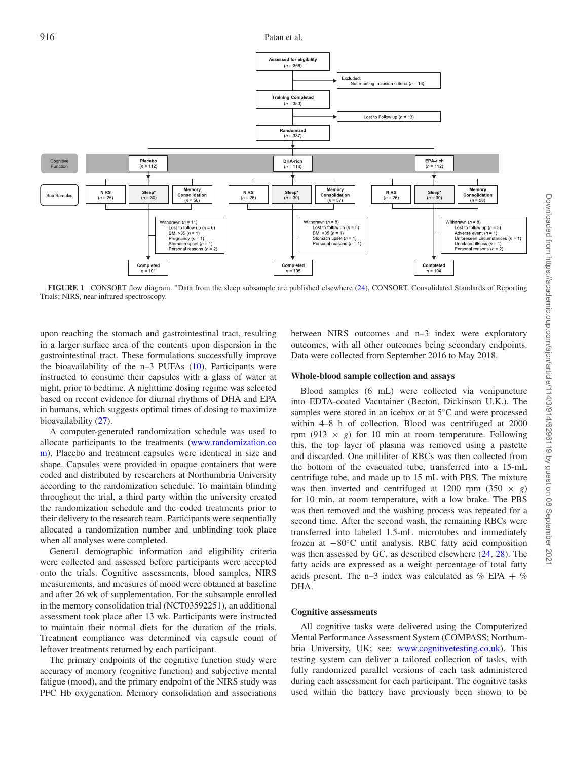**FIGURE 1** CONSORT flow diagram. *Data from the sleep subsample are published elsewhere (24). CONSORT, Consolidated Standards of Reporting Trials; NIRS, near infrared spectroscopy.

upon reaching the stomach and gastrointestinal tract, resulting in a larger surface area of the contents upon dispersion in the gastrointestinal tract. These formulations successfully improve the bioavailability of the n–3 PUFAs (10). Participants were instructed to consume their capsules with a glass of water at night, prior to bedtime. A nighttime dosing regime was selected based on recent evidence for diurnal rhythms of DHA and EPA in humans, which suggests optimal times of dosing to maximize bioavailability (27).

A computer-generated randomization schedule was used to allocate participants to the treatments (www.randomization.com). Placebo and treatment capsules were identical in size and shape. Capsules were provided in opaque containers that were coded and distributed by researchers at Northumbria University according to the randomization schedule. To maintain blinding throughout the trial, a third party within the university created the randomization schedule and the coded treatments prior to their delivery to the research team. Participants were sequentially allocated a randomization number and unblinding took place when all analyses were completed.

General demographic information and eligibility criteria were collected and assessed before participants were accepted onto the trials. Cognitive assessments, blood samples, NIRS measurements, and measures of mood were obtained at baseline and after 26 wk of supplementation. For the subsample enrolled in the memory consolidation trial (NCT03592251), an additional assessment took place after 13 wk. Participants were instructed to maintain their normal diets for the duration of the trials. Treatment compliance was determined via capsule count of leftover treatments returned by each participant.

The primary endpoints of the cognitive function study were accuracy of memory (cognitive function) and subjective mental fatigue (mood), and the primary endpoint of the NIRS study was PFC Hb oxygenation. Memory consolidation and associations between NIRS outcomes and n–3 index were exploratory outcomes, with all other outcomes being secondary endpoints. Data were collected from September 2016 to May 2018.

### Whole-blood sample collection and assays

Blood samples (6 mL) were collected via venipuncture into EDTA-coated Vacutainer (Becton, Dickinson U.K.). The samples were stored in an icebox or at 5°C and were processed within 4–8 h of collection. Blood was centrifuged at 2000 rpm (913 × *g*) for 10 min at room temperature. Following this, the top layer of plasma was removed using a pastette and discarded. One milliliter of RBCs was then collected from the bottom of the evacuated tube, transferred into a 15-mL centrifuge tube, and made up to 15 mL with PBS. The mixture was then inverted and centrifuged at 1200 rpm (350 × *g*) for 10 min, at room temperature, with a low brake. The PBS was then removed and the washing process was repeated for a second time. After the second wash, the remaining RBCs were transferred into labeled 1.5-mL microtubes and immediately frozen at −80°C until analysis. RBC fatty acid composition was then assessed by GC, as described elsewhere (24, 28). The fatty acids are expressed as a weight percentage of total fatty acids present. The n–3 index was calculated as % EPA + % DHA.

### Cognitive assessments

All cognitive tasks were delivered using the Computerized Mental Performance Assessment System (COMPASS; Northumbria University, UK; see: www.cognitivetesting.co.uk). This testing system can deliver a tailored collection of tasks, with fully randomized parallel versions of each task administered during each assessment for each participant. The cognitive tasks used within the battery have previously been shown to be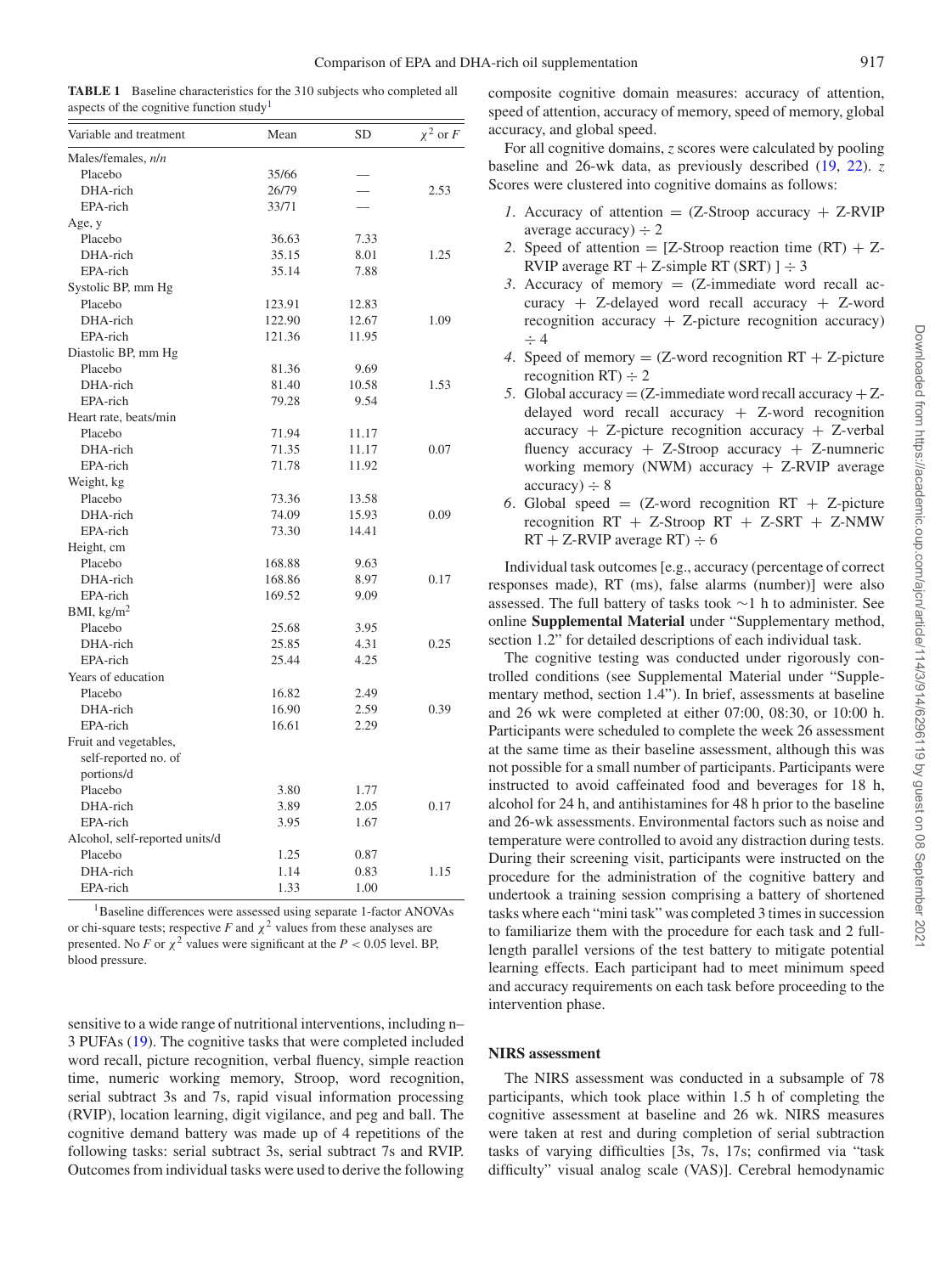**TABLE 1** Baseline characteristics for the 310 subjects who completed all aspects of the cognitive function study[1]

| Variable and treatment | Mean | SD | $\chi^2$ or $F$ |
|---|---|---|---|
| Males/females, *n*/*n* | | | |
| Placebo | 35/66 | — | |
| DHA-rich | 26/79 | — | 2.53 |
| EPA-rich | 33/71 | — | |
| Age, y | | | |
| Placebo | 36.63 | 7.33 | |
| DHA-rich | 35.15 | 8.01 | 1.25 |
| EPA-rich | 35.14 | 7.88 | |
| Systolic BP, mm Hg | | | |
| Placebo | 123.91 | 12.83 | |
| DHA-rich | 122.90 | 12.67 | 1.09 |
| EPA-rich | 121.36 | 11.95 | |
| Diastolic BP, mm Hg | | | |
| Placebo | 81.36 | 9.69 | |
| DHA-rich | 81.40 | 10.58 | 1.53 |
| EPA-rich | 79.28 | 9.54 | |
| Heart rate, beats/min | | | |
| Placebo | 71.94 | 11.17 | |
| DHA-rich | 71.35 | 11.17 | 0.07 |
| EPA-rich | 71.78 | 11.92 | |
| Weight, kg | | | |
| Placebo | 73.36 | 13.58 | |
| DHA-rich | 74.09 | 15.93 | 0.09 |
| EPA-rich | 73.30 | 14.41 | |
| Height, cm | | | |
| Placebo | 168.88 | 9.63 | |
| DHA-rich | 168.86 | 8.97 | 0.17 |
| EPA-rich | 169.52 | 9.09 | |
| BMI, kg/m$^2$ | | | |
| Placebo | 25.68 | 3.95 | |
| DHA-rich | 25.85 | 4.31 | 0.25 |
| EPA-rich | 25.44 | 4.25 | |
| Years of education | | | |
| Placebo | 16.82 | 2.49 | |
| DHA-rich | 16.90 | 2.59 | 0.39 |
| EPA-rich | 16.61 | 2.29 | |
| Fruit and vegetables, self-reported no. of portions/d | | | |
| Placebo | 3.80 | 1.77 | |
| DHA-rich | 3.89 | 2.05 | 0.17 |
| EPA-rich | 3.95 | 1.67 | |
| Alcohol, self-reported units/d | | | |
| Placebo | 1.25 | 0.87 | |
| DHA-rich | 1.14 | 0.83 | 1.15 |
| EPA-rich | 1.33 | 1.00 | |

[1]Baseline differences were assessed using separate 1-factor ANOVAs or chi-square tests; respective $F$ and $\chi^2$ values from these analyses are presented. No $F$ or $\chi^2$ values were significant at the $P < 0.05$ level. BP, blood pressure.

sensitive to a wide range of nutritional interventions, including n–3 PUFAs (19). The cognitive tasks that were completed included word recall, picture recognition, verbal fluency, simple reaction time, numeric working memory, Stroop, word recognition, serial subtract 3s and 7s, rapid visual information processing (RVIP), location learning, digit vigilance, and peg and ball. The cognitive demand battery was made up of 4 repetitions of the following tasks: serial subtract 3s, serial subtract 7s and RVIP. Outcomes from individual tasks were used to derive the following composite cognitive domain measures: accuracy of attention, speed of attention, accuracy of memory, speed of memory, global accuracy, and global speed.

For all cognitive domains, *z* scores were calculated by pooling baseline and 26-wk data, as previously described (19, 22). *z* Scores were clustered into cognitive domains as follows:

1. Accuracy of attention = (Z-Stroop accuracy + Z-RVIP average accuracy) ÷ 2
2. Speed of attention = [Z-Stroop reaction time (RT) + Z-RVIP average RT + Z-simple RT (SRT) ] ÷ 3
3. Accuracy of memory = (Z-immediate word recall accuracy + Z-delayed word recall accuracy + Z-word recognition accuracy + Z-picture recognition accuracy) ÷ 4
4. Speed of memory = (Z-word recognition RT + Z-picture recognition RT) ÷ 2
5. Global accuracy = (Z-immediate word recall accuracy + Z-delayed word recall accuracy + Z-word recognition accuracy + Z-picture recognition accuracy + Z-verbal fluency accuracy + Z-Stroop accuracy + Z-numneric working memory (NWM) accuracy + Z-RVIP average accuracy) ÷ 8
6. Global speed = (Z-word recognition RT + Z-picture recognition RT + Z-Stroop RT + Z-SRT + Z-NMW RT + Z-RVIP average RT) ÷ 6

Individual task outcomes [e.g., accuracy (percentage of correct responses made), RT (ms), false alarms (number)] were also assessed. The full battery of tasks took ∼1 h to administer. See online **Supplemental Material** under "Supplementary method, section 1.2" for detailed descriptions of each individual task.

The cognitive testing was conducted under rigorously controlled conditions (see Supplemental Material under "Supplementary method, section 1.4"). In brief, assessments at baseline and 26 wk were completed at either 07:00, 08:30, or 10:00 h. Participants were scheduled to complete the week 26 assessment at the same time as their baseline assessment, although this was not possible for a small number of participants. Participants were instructed to avoid caffeinated food and beverages for 18 h, alcohol for 24 h, and antihistamines for 48 h prior to the baseline and 26-wk assessments. Environmental factors such as noise and temperature were controlled to avoid any distraction during tests. During their screening visit, participants were instructed on the procedure for the administration of the cognitive battery and undertook a training session comprising a battery of shortened tasks where each "mini task" was completed 3 times in succession to familiarize them with the procedure for each task and 2 full-length parallel versions of the test battery to mitigate potential learning effects. Each participant had to meet minimum speed and accuracy requirements on each task before proceeding to the intervention phase.

## NIRS assessment

The NIRS assessment was conducted in a subsample of 78 participants, which took place within 1.5 h of completing the cognitive assessment at baseline and 26 wk. NIRS measures were taken at rest and during completion of serial subtraction tasks of varying difficulties [3s, 7s, 17s; confirmed via "task difficulty" visual analog scale (VAS)]. Cerebral hemodynamic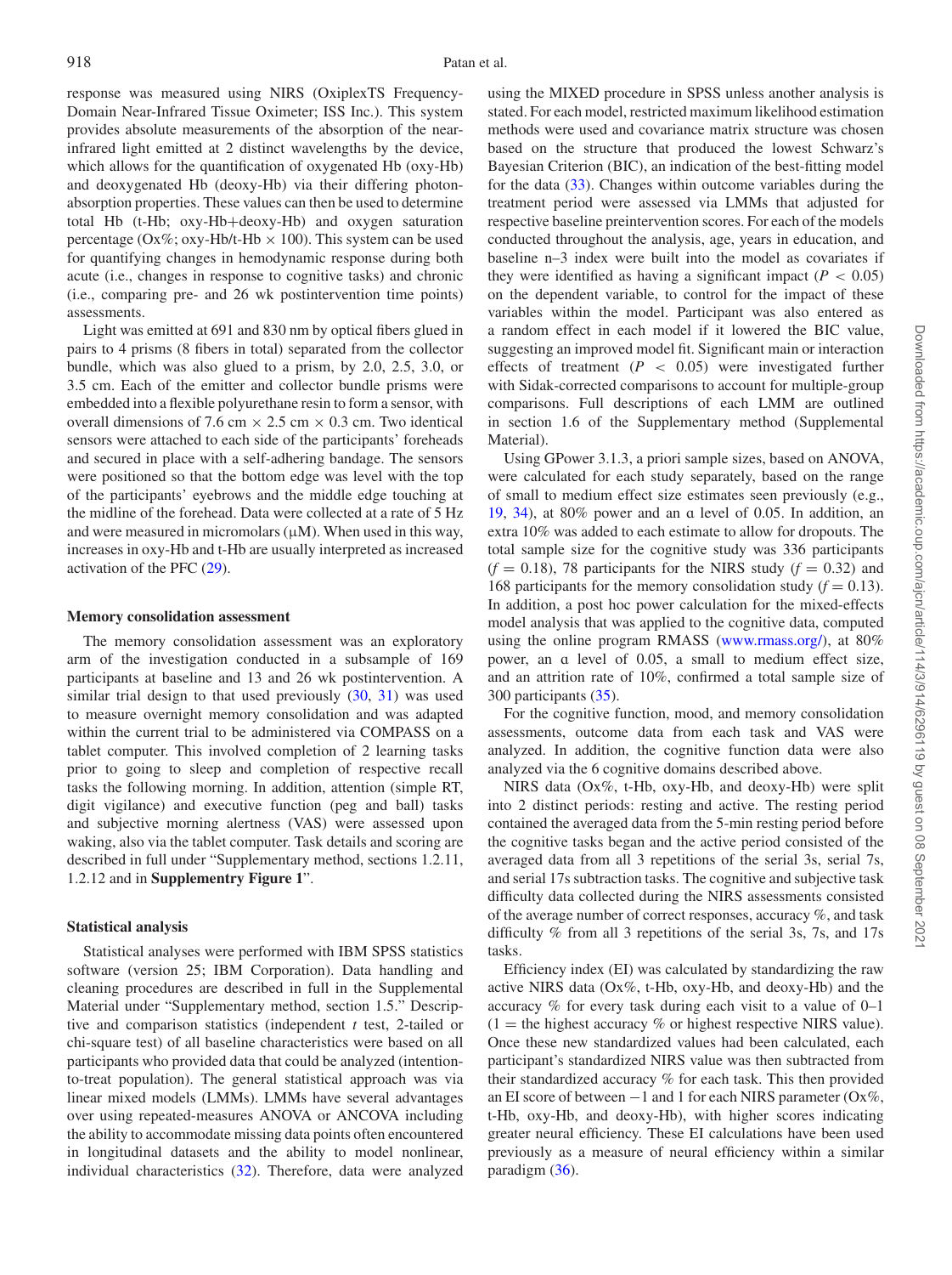response was measured using NIRS (OxiplexTS Frequency-Domain Near-Infrared Tissue Oximeter; ISS Inc.). This system provides absolute measurements of the absorption of the near-infrared light emitted at 2 distinct wavelengths by the device, which allows for the quantification of oxygenated Hb (oxy-Hb) and deoxygenated Hb (deoxy-Hb) via their differing photon-absorption properties. These values can then be used to determine total Hb (t-Hb; oxy-Hb+deoxy-Hb) and oxygen saturation percentage (Ox%; oxy-Hb/t-Hb × 100). This system can be used for quantifying changes in hemodynamic response during both acute (i.e., changes in response to cognitive tasks) and chronic (i.e., comparing pre- and 26 wk postintervention time points) assessments.

Light was emitted at 691 and 830 nm by optical fibers glued in pairs to 4 prisms (8 fibers in total) separated from the collector bundle, which was also glued to a prism, by 2.0, 2.5, 3.0, or 3.5 cm. Each of the emitter and collector bundle prisms were embedded into a flexible polyurethane resin to form a sensor, with overall dimensions of 7.6 cm × 2.5 cm × 0.3 cm. Two identical sensors were attached to each side of the participants' foreheads and secured in place with a self-adhering bandage. The sensors were positioned so that the bottom edge was level with the top of the participants' eyebrows and the middle edge touching at the midline of the forehead. Data were collected at a rate of 5 Hz and were measured in micromolars (μM). When used in this way, increases in oxy-Hb and t-Hb are usually interpreted as increased activation of the PFC (29).

### Memory consolidation assessment

The memory consolidation assessment was an exploratory arm of the investigation conducted in a subsample of 169 participants at baseline and 13 and 26 wk postintervention. A similar trial design to that used previously (30, 31) was used to measure overnight memory consolidation and was adapted within the current trial to be administered via COMPASS on a tablet computer. This involved completion of 2 learning tasks prior to going to sleep and completion of respective recall tasks the following morning. In addition, attention (simple RT, digit vigilance) and executive function (peg and ball) tasks and subjective morning alertness (VAS) were assessed upon waking, also via the tablet computer. Task details and scoring are described in full under "Supplementary method, sections 1.2.11, 1.2.12 and in **Supplementry Figure 1**".

### Statistical analysis

Statistical analyses were performed with IBM SPSS statistics software (version 25; IBM Corporation). Data handling and cleaning procedures are described in full in the Supplemental Material under "Supplementary method, section 1.5." Descriptive and comparison statistics (independent *t* test, 2-tailed or chi-square test) of all baseline characteristics were based on all participants who provided data that could be analyzed (intention-to-treat population). The general statistical approach was via linear mixed models (LMMs). LMMs have several advantages over using repeated-measures ANOVA or ANCOVA including the ability to accommodate missing data points often encountered in longitudinal datasets and the ability to model nonlinear, individual characteristics (32). Therefore, data were analyzed using the MIXED procedure in SPSS unless another analysis is stated. For each model, restricted maximum likelihood estimation methods were used and covariance matrix structure was chosen based on the structure that produced the lowest Schwarz's Bayesian Criterion (BIC), an indication of the best-fitting model for the data (33). Changes within outcome variables during the treatment period were assessed via LMMs that adjusted for respective baseline preintervention scores. For each of the models conducted throughout the analysis, age, years in education, and baseline n–3 index were built into the model as covariates if they were identified as having a significant impact ($P < 0.05$) on the dependent variable, to control for the impact of these variables within the model. Participant was also entered as a random effect in each model if it lowered the BIC value, suggesting an improved model fit. Significant main or interaction effects of treatment ($P < 0.05$) were investigated further with Sidak-corrected comparisons to account for multiple-group comparisons. Full descriptions of each LMM are outlined in section 1.6 of the Supplementary method (Supplemental Material).

Using GPower 3.1.3, a priori sample sizes, based on ANOVA, were calculated for each study separately, based on the range of small to medium effect size estimates seen previously (e.g., 19, 34), at 80% power and an α level of 0.05. In addition, an extra 10% was added to each estimate to allow for dropouts. The total sample size for the cognitive study was 336 participants ($f = 0.18$), 78 participants for the NIRS study ($f = 0.32$) and 168 participants for the memory consolidation study ($f = 0.13$). In addition, a post hoc power calculation for the mixed-effects model analysis that was applied to the cognitive data, computed using the online program RMASS (www.rmass.org/), at 80% power, an α level of 0.05, a small to medium effect size, and an attrition rate of 10%, confirmed a total sample size of 300 participants (35).

For the cognitive function, mood, and memory consolidation assessments, outcome data from each task and VAS were analyzed. In addition, the cognitive function data were also analyzed via the 6 cognitive domains described above.

NIRS data (Ox%, t-Hb, oxy-Hb, and deoxy-Hb) were split into 2 distinct periods: resting and active. The resting period contained the averaged data from the 5-min resting period before the cognitive tasks began and the active period consisted of the averaged data from all 3 repetitions of the serial 3s, serial 7s, and serial 17s subtraction tasks. The cognitive and subjective task difficulty data collected during the NIRS assessments consisted of the average number of correct responses, accuracy %, and task difficulty % from all 3 repetitions of the serial 3s, 7s, and 17s tasks.

Efficiency index (EI) was calculated by standardizing the raw active NIRS data (Ox%, t-Hb, oxy-Hb, and deoxy-Hb) and the accuracy % for every task during each visit to a value of 0–1 (1 = the highest accuracy % or highest respective NIRS value). Once these new standardized values had been calculated, each participant's standardized NIRS value was then subtracted from their standardized accuracy % for each task. This then provided an EI score of between −1 and 1 for each NIRS parameter (Ox%, t-Hb, oxy-Hb, and deoxy-Hb), with higher scores indicating greater neural efficiency. These EI calculations have been used previously as a measure of neural efficiency within a similar paradigm (36).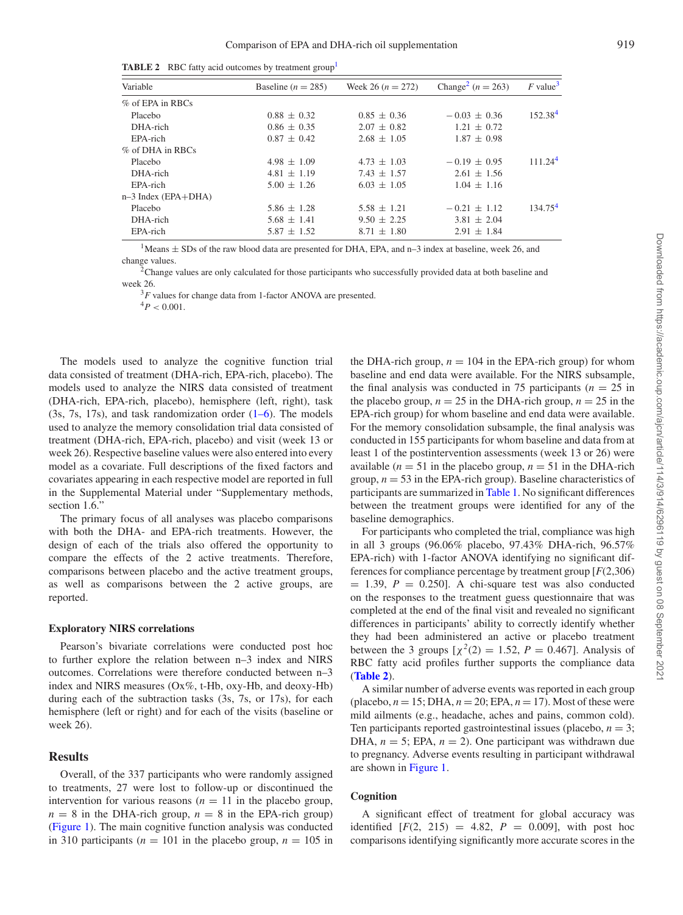**TABLE 2** RBC fatty acid outcomes by treatment group[1]

| Variable | Baseline ($n$ = 285) | Week 26 ($n$ = 272) | Change[2] ($n$ = 263) | $F$ value[3] |
|---|---|---|---|---|
| % of EPA in RBCs | | | | |
| Placebo | 0.88 ± 0.32 | 0.85 ± 0.36 | − 0.03 ± 0.36 | 152.38[4] |
| DHA-rich | 0.86 ± 0.35 | 2.07 ± 0.82 | 1.21 ± 0.72 | |
| EPA-rich | 0.87 ± 0.42 | 2.68 ± 1.05 | 1.87 ± 0.98 | |
| % of DHA in RBCs | | | | |
| Placebo | 4.98 ± 1.09 | 4.73 ± 1.03 | − 0.19 ± 0.95 | 111.24[4] |
| DHA-rich | 4.81 ± 1.19 | 7.43 ± 1.57 | 2.61 ± 1.56 | |
| EPA-rich | 5.00 ± 1.26 | 6.03 ± 1.05 | 1.04 ± 1.16 | |
| n–3 Index (EPA+DHA) | | | | |
| Placebo | 5.86 ± 1.28 | 5.58 ± 1.21 | − 0.21 ± 1.12 | 134.75[4] |
| DHA-rich | 5.68 ± 1.41 | 9.50 ± 2.25 | 3.81 ± 2.04 | |
| EPA-rich | 5.87 ± 1.52 | 8.71 ± 1.80 | 2.91 ± 1.84 | |

[1]Means ± SDs of the raw blood data are presented for DHA, EPA, and n–3 index at baseline, week 26, and change values.
[2]Change values are only calculated for those participants who successfully provided data at both baseline and week 26.
[3]$F$ values for change data from 1-factor ANOVA are presented.
[4]$P < 0.001$.

The models used to analyze the cognitive function trial data consisted of treatment (DHA-rich, EPA-rich, placebo). The models used to analyze the NIRS data consisted of treatment (DHA-rich, EPA-rich, placebo), hemisphere (left, right), task (3s, 7s, 17s), and task randomization order (1–6). The models used to analyze the memory consolidation trial data consisted of treatment (DHA-rich, EPA-rich, placebo) and visit (week 13 or week 26). Respective baseline values were also entered into every model as a covariate. Full descriptions of the fixed factors and covariates appearing in each respective model are reported in full in the Supplemental Material under "Supplementary methods, section 1.6."

The primary focus of all analyses was placebo comparisons with both the DHA- and EPA-rich treatments. However, the design of each of the trials also offered the opportunity to compare the effects of the 2 active treatments. Therefore, comparisons between placebo and the active treatment groups, as well as comparisons between the 2 active groups, are reported.

### Exploratory NIRS correlations

Pearson's bivariate correlations were conducted post hoc to further explore the relation between n–3 index and NIRS outcomes. Correlations were therefore conducted between n–3 index and NIRS measures (Ox%, t-Hb, oxy-Hb, and deoxy-Hb) during each of the subtraction tasks (3s, 7s, or 17s), for each hemisphere (left or right) and for each of the visits (baseline or week 26).

## Results

Overall, of the 337 participants who were randomly assigned to treatments, 27 were lost to follow-up or discontinued the intervention for various reasons ($n$ = 11 in the placebo group, $n$ = 8 in the DHA-rich group, $n$ = 8 in the EPA-rich group) (Figure 1). The main cognitive function analysis was conducted in 310 participants ($n$ = 101 in the placebo group, $n$ = 105 in the DHA-rich group, $n$ = 104 in the EPA-rich group) for whom baseline and end data were available. For the NIRS subsample, the final analysis was conducted in 75 participants ($n$ = 25 in the placebo group, $n$ = 25 in the DHA-rich group, $n$ = 25 in the EPA-rich group) for whom baseline and end data were available. For the memory consolidation subsample, the final analysis was conducted in 155 participants for whom baseline and data from at least 1 of the postintervention assessments (week 13 or 26) were available ($n$ = 51 in the placebo group, $n$ = 51 in the DHA-rich group, $n$ = 53 in the EPA-rich group). Baseline characteristics of participants are summarized in Table 1. No significant differences between the treatment groups were identified for any of the baseline demographics.

For participants who completed the trial, compliance was high in all 3 groups (96.06% placebo, 97.43% DHA-rich, 96.57% EPA-rich) with 1-factor ANOVA identifying no significant differences for compliance percentage by treatment group [$F(2,306) = 1.39$, $P = 0.250$]. A chi-square test was also conducted on the responses to the treatment guess questionnaire that was completed at the end of the final visit and revealed no significant differences in participants' ability to correctly identify whether they had been administered an active or placebo treatment between the 3 groups [$\chi^2(2) = 1.52$, $P = 0.467$]. Analysis of RBC fatty acid profiles further supports the compliance data (**Table 2**).

A similar number of adverse events was reported in each group (placebo, $n$ = 15; DHA, $n$ = 20; EPA, $n$ = 17). Most of these were mild ailments (e.g., headache, aches and pains, common cold). Ten participants reported gastrointestinal issues (placebo, $n$ = 3; DHA, $n$ = 5; EPA, $n$ = 2). One participant was withdrawn due to pregnancy. Adverse events resulting in participant withdrawal are shown in Figure 1.

### Cognition

A significant effect of treatment for global accuracy was identified [$F(2, 215) = 4.82$, $P = 0.009$], with post hoc comparisons identifying significantly more accurate scores in the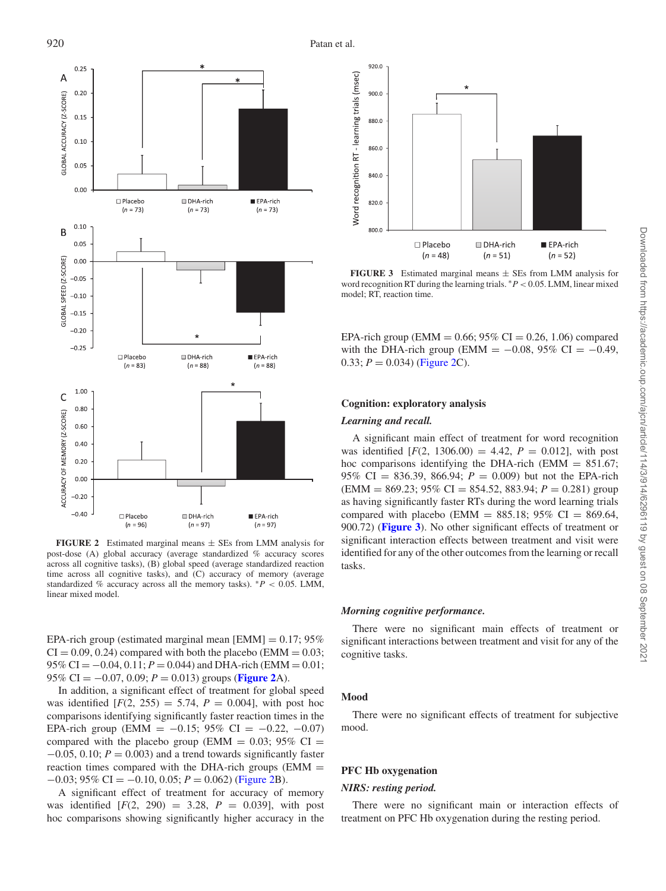FIGURE 2 Estimated marginal means ± SEs from LMM analysis for post-dose (A) global accuracy (average standardized % accuracy scores across all cognitive tasks), (B) global speed (average standardized reaction time across all cognitive tasks), and (C) accuracy of memory (average standardized % accuracy across all the memory tasks). $^{*}P < 0.05$. LMM, linear mixed model.

EPA-rich group (estimated marginal mean [EMM] = 0.17; 95% CI = 0.09, 0.24) compared with both the placebo (EMM = 0.03; 95% CI = −0.04, 0.11; $P = 0.044$) and DHA-rich (EMM = 0.01; 95% CI = −0.07, 0.09; $P = 0.013$) groups (Figure 2A).

In addition, a significant effect of treatment for global speed was identified [$F(2, 255) = 5.74$, $P = 0.004$], with post hoc comparisons identifying significantly faster reaction times in the EPA-rich group (EMM = −0.15; 95% CI = −0.22, −0.07) compared with the placebo group (EMM = 0.03; 95% CI = −0.05, 0.10; $P = 0.003$) and a trend towards significantly faster reaction times compared with the DHA-rich groups (EMM = −0.03; 95% CI = −0.10, 0.05; $P = 0.062$) (Figure 2B).

A significant effect of treatment for accuracy of memory was identified [$F(2, 290) = 3.28$, $P = 0.039$], with post hoc comparisons showing significantly higher accuracy in the EPA-rich group (EMM = 0.66; 95% CI = 0.26, 1.06) compared with the DHA-rich group (EMM = −0.08, 95% CI = −0.49, 0.33; $P = 0.034$) (Figure 2C).

FIGURE 3 Estimated marginal means ± SEs from LMM analysis for word recognition RT during the learning trials. $^{*}P < 0.05$. LMM, linear mixed model; RT, reaction time.

## Cognition: exploratory analysis

### *Learning and recall.*

A significant main effect of treatment for word recognition was identified [$F(2, 1306.00) = 4.42$, $P = 0.012$], with post hoc comparisons identifying the DHA-rich (EMM = 851.67; 95% CI = 836.39, 866.94; $P = 0.009$) but not the EPA-rich (EMM = 869.23; 95% CI = 854.52, 883.94; $P = 0.281$) group as having significantly faster RTs during the word learning trials compared with placebo (EMM = 885.18; 95% CI = 869.64, 900.72) (**Figure 3**). No other significant effects of treatment or significant interaction effects between treatment and visit were identified for any of the other outcomes from the learning or recall tasks.

### *Morning cognitive performance.*

There were no significant main effects of treatment or significant interactions between treatment and visit for any of the cognitive tasks.

## Mood

There were no significant effects of treatment for subjective mood.

## PFC Hb oxygenation

### *NIRS: resting period.*

There were no significant main or interaction effects of treatment on PFC Hb oxygenation during the resting period.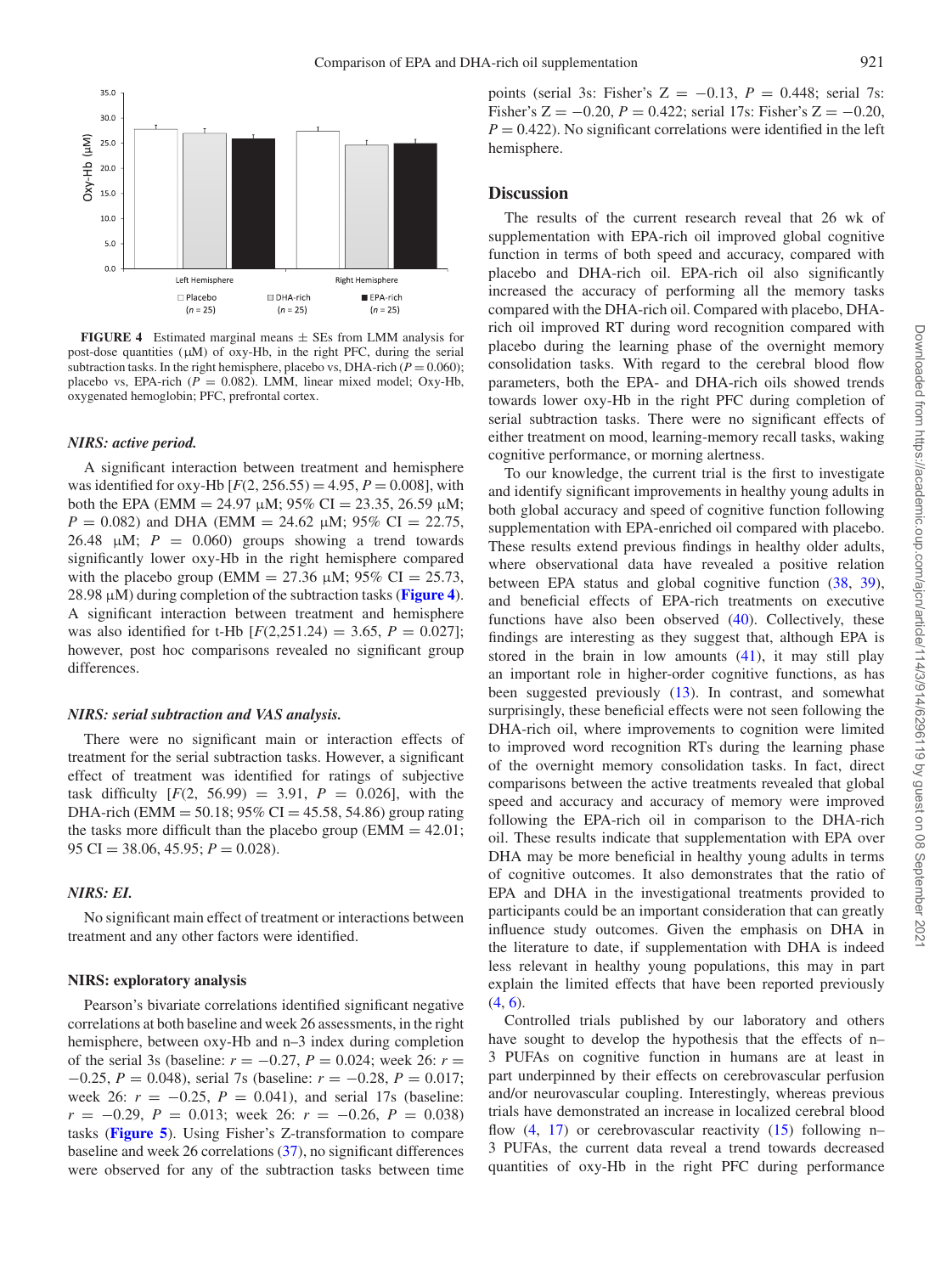FIGURE 4 Estimated marginal means ± SEs from LMM analysis for post-dose quantities (μM) of oxy-Hb, in the right PFC, during the serial subtraction tasks. In the right hemisphere, placebo vs, DHA-rich ($P = 0.060$); placebo vs, EPA-rich ($P = 0.082$). LMM, linear mixed model; Oxy-Hb, oxygenated hemoglobin; PFC, prefrontal cortex.

### *NIRS: active period.*

A significant interaction between treatment and hemisphere was identified for oxy-Hb [$F(2, 256.55) = 4.95$, $P = 0.008$], with both the EPA (EMM = 24.97 μM; 95% CI = 23.35, 26.59 μM; $P = 0.082$) and DHA (EMM = 24.62 μM; 95% CI = 22.75, 26.48 μM; $P = 0.060$) groups showing a trend towards significantly lower oxy-Hb in the right hemisphere compared with the placebo group (EMM = 27.36 μM; 95% CI = 25.73, 28.98 μM) during completion of the subtraction tasks (**Figure 4**). A significant interaction between treatment and hemisphere was also identified for t-Hb [$F(2,251.24) = 3.65$, $P = 0.027$]; however, post hoc comparisons revealed no significant group differences.

### *NIRS: serial subtraction and VAS analysis.*

There were no significant main or interaction effects of treatment for the serial subtraction tasks. However, a significant effect of treatment was identified for ratings of subjective task difficulty [$F(2, 56.99) = 3.91$, $P = 0.026$], with the DHA-rich (EMM = 50.18; 95% CI = 45.58, 54.86) group rating the tasks more difficult than the placebo group (EMM = 42.01; 95 CI = 38.06, 45.95; $P = 0.028$).

### *NIRS: EI.*

No significant main effect of treatment or interactions between treatment and any other factors were identified.

### NIRS: exploratory analysis

Pearson's bivariate correlations identified significant negative correlations at both baseline and week 26 assessments, in the right hemisphere, between oxy-Hb and n–3 index during completion of the serial 3s (baseline: $r = -0.27$, $P = 0.024$; week 26: $r = -0.25$, $P = 0.048$), serial 7s (baseline: $r = -0.28$, $P = 0.017$; week 26: $r = -0.25$, $P = 0.041$), and serial 17s (baseline: $r = -0.29$, $P = 0.013$; week 26: $r = -0.26$, $P = 0.038$) tasks (**Figure 5**). Using Fisher's Z-transformation to compare baseline and week 26 correlations (37), no significant differences were observed for any of the subtraction tasks between time points (serial 3s: Fisher's Z = −0.13, $P = 0.448$; serial 7s: Fisher's Z = −0.20, $P = 0.422$; serial 17s: Fisher's Z = −0.20, $P = 0.422$). No significant correlations were identified in the left hemisphere.

## Discussion

The results of the current research reveal that 26 wk of supplementation with EPA-rich oil improved global cognitive function in terms of both speed and accuracy, compared with placebo and DHA-rich oil. EPA-rich oil also significantly increased the accuracy of performing all the memory tasks compared with the DHA-rich oil. Compared with placebo, DHA-rich oil improved RT during word recognition compared with placebo during the learning phase of the overnight memory consolidation tasks. With regard to the cerebral blood flow parameters, both the EPA- and DHA-rich oils showed trends towards lower oxy-Hb in the right PFC during completion of serial subtraction tasks. There were no significant effects of either treatment on mood, learning-memory recall tasks, waking cognitive performance, or morning alertness.

To our knowledge, the current trial is the first to investigate and identify significant improvements in healthy young adults in both global accuracy and speed of cognitive function following supplementation with EPA-enriched oil compared with placebo. These results extend previous findings in healthy older adults, where observational data have revealed a positive relation between EPA status and global cognitive function (38, 39), and beneficial effects of EPA-rich treatments on executive functions have also been observed (40). Collectively, these findings are interesting as they suggest that, although EPA is stored in the brain in low amounts (41), it may still play an important role in higher-order cognitive functions, as has been suggested previously (13). In contrast, and somewhat surprisingly, these beneficial effects were not seen following the DHA-rich oil, where improvements to cognition were limited to improved word recognition RTs during the learning phase of the overnight memory consolidation tasks. In fact, direct comparisons between the active treatments revealed that global speed and accuracy and accuracy of memory were improved following the EPA-rich oil in comparison to the DHA-rich oil. These results indicate that supplementation with EPA over DHA may be more beneficial in healthy young adults in terms of cognitive outcomes. It also demonstrates that the ratio of EPA and DHA in the investigational treatments provided to participants could be an important consideration that can greatly influence study outcomes. Given the emphasis on DHA in the literature to date, if supplementation with DHA is indeed less relevant in healthy young populations, this may in part explain the limited effects that have been reported previously (4, 6).

Controlled trials published by our laboratory and others have sought to develop the hypothesis that the effects of n–3 PUFAs on cognitive function in humans are at least in part underpinned by their effects on cerebrovascular perfusion and/or neurovascular coupling. Interestingly, whereas previous trials have demonstrated an increase in localized cerebral blood flow (4, 17) or cerebrovascular reactivity (15) following n–3 PUFAs, the current data reveal a trend towards decreased quantities of oxy-Hb in the right PFC during performance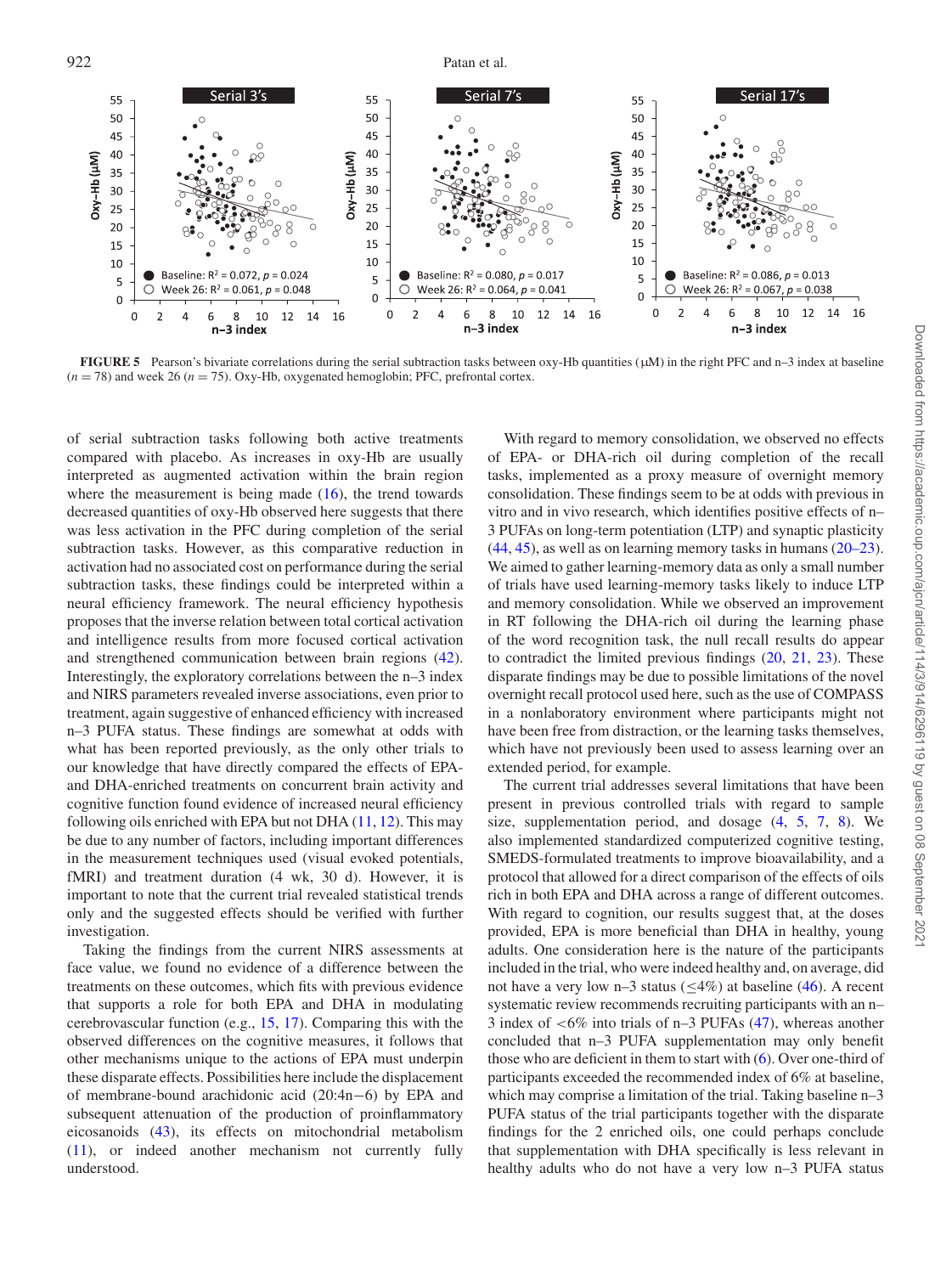**FIGURE 5** Pearson's bivariate correlations during the serial subtraction tasks between oxy-Hb quantities (μM) in the right PFC and n–3 index at baseline ($n = 78$) and week 26 ($n = 75$). Oxy-Hb, oxygenated hemoglobin; PFC, prefrontal cortex.

of serial subtraction tasks following both active treatments compared with placebo. As increases in oxy-Hb are usually interpreted as augmented activation within the brain region where the measurement is being made (16), the trend towards decreased quantities of oxy-Hb observed here suggests that there was less activation in the PFC during completion of the serial subtraction tasks. However, as this comparative reduction in activation had no associated cost on performance during the serial subtraction tasks, these findings could be interpreted within a neural efficiency framework. The neural efficiency hypothesis proposes that the inverse relation between total cortical activation and intelligence results from more focused cortical activation and strengthened communication between brain regions (42). Interestingly, the exploratory correlations between the n–3 index and NIRS parameters revealed inverse associations, even prior to treatment, again suggestive of enhanced efficiency with increased n–3 PUFA status. These findings are somewhat at odds with what has been reported previously, as the only other trials to our knowledge that have directly compared the effects of EPA- and DHA-enriched treatments on concurrent brain activity and cognitive function found evidence of increased neural efficiency following oils enriched with EPA but not DHA (11, 12). This may be due to any number of factors, including important differences in the measurement techniques used (visual evoked potentials, fMRI) and treatment duration (4 wk, 30 d). However, it is important to note that the current trial revealed statistical trends only and the suggested effects should be verified with further investigation.

Taking the findings from the current NIRS assessments at face value, we found no evidence of a difference between the treatments on these outcomes, which fits with previous evidence that supports a role for both EPA and DHA in modulating cerebrovascular function (e.g., 15, 17). Comparing this with the observed differences on the cognitive measures, it follows that other mechanisms unique to the actions of EPA must underpin these disparate effects. Possibilities here include the displacement of membrane-bound arachidonic acid (20:4n−6) by EPA and subsequent attenuation of the production of proinflammatory eicosanoids (43), its effects on mitochondrial metabolism (11), or indeed another mechanism not currently fully understood.

With regard to memory consolidation, we observed no effects of EPA- or DHA-rich oil during completion of the recall tasks, implemented as a proxy measure of overnight memory consolidation. These findings seem to be at odds with previous in vitro and in vivo research, which identifies positive effects of n–3 PUFAs on long-term potentiation (LTP) and synaptic plasticity (44, 45), as well as on learning memory tasks in humans (20–23). We aimed to gather learning-memory data as only a small number of trials have used learning-memory tasks likely to induce LTP and memory consolidation. While we observed an improvement in RT following the DHA-rich oil during the learning phase of the word recognition task, the null recall results do appear to contradict the limited previous findings (20, 21, 23). These disparate findings may be due to possible limitations of the novel overnight recall protocol used here, such as the use of COMPASS in a nonlaboratory environment where participants might not have been free from distraction, or the learning tasks themselves, which have not previously been used to assess learning over an extended period, for example.

The current trial addresses several limitations that have been present in previous controlled trials with regard to sample size, supplementation period, and dosage (4, 5, 7, 8). We also implemented standardized computerized cognitive testing, SMEDS-formulated treatments to improve bioavailability, and a protocol that allowed for a direct comparison of the effects of oils rich in both EPA and DHA across a range of different outcomes. With regard to cognition, our results suggest that, at the doses provided, EPA is more beneficial than DHA in healthy, young adults. One consideration here is the nature of the participants included in the trial, who were indeed healthy and, on average, did not have a very low n–3 status (≤4%) at baseline (46). A recent systematic review recommends recruiting participants with an n–3 index of <6% into trials of n–3 PUFAs (47), whereas another concluded that n–3 PUFA supplementation may only benefit those who are deficient in them to start with (6). Over one-third of participants exceeded the recommended index of 6% at baseline, which may comprise a limitation of the trial. Taking baseline n–3 PUFA status of the trial participants together with the disparate findings for the 2 enriched oils, one could perhaps conclude that supplementation with DHA specifically is less relevant in healthy adults who do not have a very low n–3 PUFA status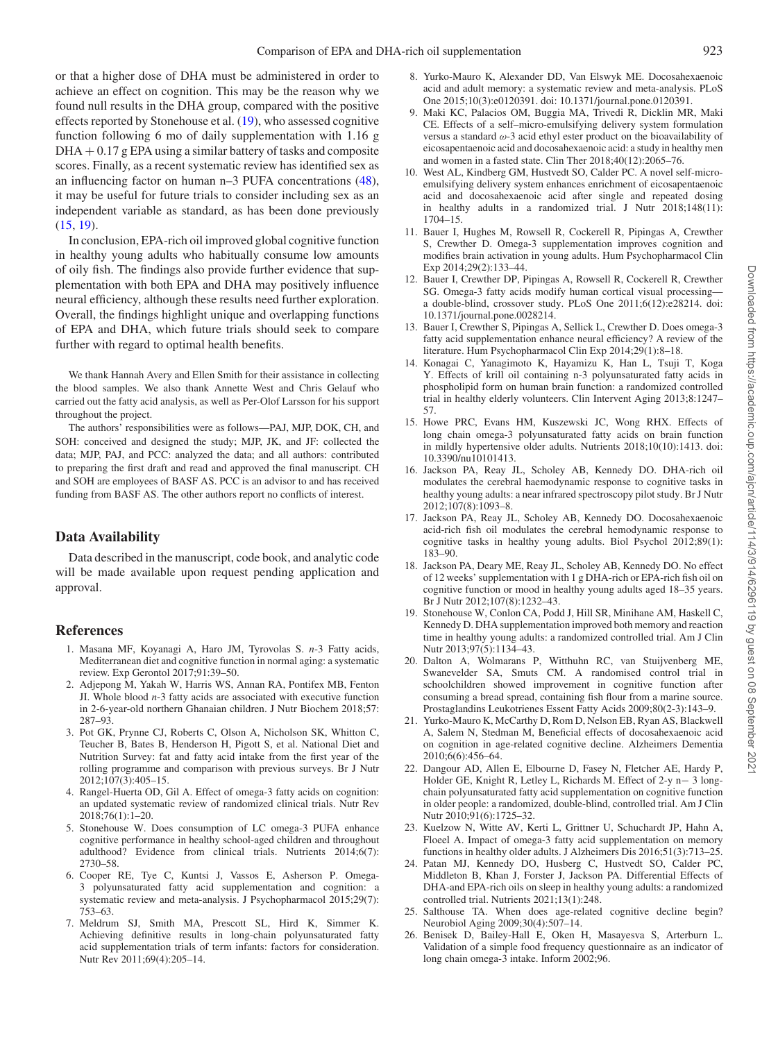or that a higher dose of DHA must be administered in order to achieve an effect on cognition. This may be the reason why we found null results in the DHA group, compared with the positive effects reported by Stonehouse et al. (19), who assessed cognitive function following 6 mo of daily supplementation with 1.16 g DHA + 0.17 g EPA using a similar battery of tasks and composite scores. Finally, as a recent systematic review has identified sex as an influencing factor on human n–3 PUFA concentrations (48), it may be useful for future trials to consider including sex as an independent variable as standard, as has been done previously (15, 19).

In conclusion, EPA-rich oil improved global cognitive function in healthy young adults who habitually consume low amounts of oily fish. The findings also provide further evidence that supplementation with both EPA and DHA may positively influence neural efficiency, although these results need further exploration. Overall, the findings highlight unique and overlapping functions of EPA and DHA, which future trials should seek to compare further with regard to optimal health benefits.

We thank Hannah Avery and Ellen Smith for their assistance in collecting the blood samples. We also thank Annette West and Chris Gelauf who carried out the fatty acid analysis, as well as Per-Olof Larsson for his support throughout the project.

The authors' responsibilities were as follows—PAJ, MJP, DOK, CH, and SOH: conceived and designed the study; MJP, JK, and JF: collected the data; MJP, PAJ, and PCC: analyzed the data; and all authors: contributed to preparing the first draft and read and approved the final manuscript. CH and SOH are employees of BASF AS. PCC is an advisor to and has received funding from BASF AS. The other authors report no conflicts of interest.

## Data Availability

Data described in the manuscript, code book, and analytic code will be made available upon request pending application and approval.

## References

1. Masana MF, Koyanagi A, Haro JM, Tyrovolas S. *n*-3 Fatty acids, Mediterranean diet and cognitive function in normal aging: a systematic review. Exp Gerontol 2017;91:39–50.
2. Adjepong M, Yakah W, Harris WS, Annan RA, Pontifex MB, Fenton JI. Whole blood *n*-3 fatty acids are associated with executive function in 2-6-year-old northern Ghanaian children. J Nutr Biochem 2018;57: 287–93.
3. Pot GK, Prynne CJ, Roberts C, Olson A, Nicholson SK, Whitton C, Teucher B, Bates B, Henderson H, Pigott S, et al. National Diet and Nutrition Survey: fat and fatty acid intake from the first year of the rolling programme and comparison with previous surveys. Br J Nutr 2012;107(3):405–15.
4. Rangel-Huerta OD, Gil A. Effect of omega-3 fatty acids on cognition: an updated systematic review of randomized clinical trials. Nutr Rev 2018;76(1):1–20.
5. Stonehouse W. Does consumption of LC omega-3 PUFA enhance cognitive performance in healthy school-aged children and throughout adulthood? Evidence from clinical trials. Nutrients 2014;6(7): 2730–58.
6. Cooper RE, Tye C, Kuntsi J, Vassos E, Asherson P. Omega-3 polyunsaturated fatty acid supplementation and cognition: a systematic review and meta-analysis. J Psychopharmacol 2015;29(7): 753–63.
7. Meldrum SJ, Smith MA, Prescott SL, Hird K, Simmer K. Achieving definitive results in long-chain polyunsaturated fatty acid supplementation trials of term infants: factors for consideration. Nutr Rev 2011;69(4):205–14.
8. Yurko-Mauro K, Alexander DD, Van Elswyk ME. Docosahexaenoic acid and adult memory: a systematic review and meta-analysis. PLoS One 2015;10(3):e0120391. doi: 10.1371/journal.pone.0120391.
9. Maki KC, Palacios OM, Buggia MA, Trivedi R, Dicklin MR, Maki CE. Effects of a self–micro-emulsifying delivery system formulation versus a standard $\omega$-3 acid ethyl ester product on the bioavailability of eicosapentaenoic acid and docosahexaenoic acid: a study in healthy men and women in a fasted state. Clin Ther 2018;40(12):2065–76.
10. West AL, Kindberg GM, Hustvedt SO, Calder PC. A novel self-micro-emulsifying delivery system enhances enrichment of eicosapentaenoic acid and docosahexaenoic acid after single and repeated dosing in healthy adults in a randomized trial. J Nutr 2018;148(11): 1704–15.
11. Bauer I, Hughes M, Rowsell R, Cockerell R, Pipingas A, Crewther S, Crewther D. Omega-3 supplementation improves cognition and modifies brain activation in young adults. Hum Psychopharmacol Clin Exp 2014;29(2):133–44.
12. Bauer I, Crewther DP, Pipingas A, Rowsell R, Cockerell R, Crewther SG. Omega-3 fatty acids modify human cortical visual processing—a double-blind, crossover study. PLoS One 2011;6(12):e28214. doi: 10.1371/journal.pone.0028214.
13. Bauer I, Crewther S, Pipingas A, Sellick L, Crewther D. Does omega-3 fatty acid supplementation enhance neural efficiency? A review of the literature. Hum Psychopharmacol Clin Exp 2014;29(1):8–18.
14. Konagai C, Yanagimoto K, Hayamizu K, Han L, Tsuji T, Koga Y. Effects of krill oil containing n-3 polyunsaturated fatty acids in phospholipid form on human brain function: a randomized controlled trial in healthy elderly volunteers. Clin Intervent Aging 2013;8:1247–57.
15. Howe PRC, Evans HM, Kuszewski JC, Wong RHX. Effects of long chain omega-3 polyunsaturated fatty acids on brain function in mildly hypertensive older adults. Nutrients 2018;10(10):1413. doi: 10.3390/nu10101413.
16. Jackson PA, Reay JL, Scholey AB, Kennedy DO. DHA-rich oil modulates the cerebral haemodynamic response to cognitive tasks in healthy young adults: a near infrared spectroscopy pilot study. Br J Nutr 2012;107(8):1093–8.
17. Jackson PA, Reay JL, Scholey AB, Kennedy DO. Docosahexaenoic acid-rich fish oil modulates the cerebral hemodynamic response to cognitive tasks in healthy young adults. Biol Psychol 2012;89(1): 183–90.
18. Jackson PA, Deary ME, Reay JL, Scholey AB, Kennedy DO. No effect of 12 weeks' supplementation with 1 g DHA-rich or EPA-rich fish oil on cognitive function or mood in healthy young adults aged 18–35 years. Br J Nutr 2012;107(8):1232–43.
19. Stonehouse W, Conlon CA, Podd J, Hill SR, Minihane AM, Haskell C, Kennedy D. DHA supplementation improved both memory and reaction time in healthy young adults: a randomized controlled trial. Am J Clin Nutr 2013;97(5):1134–43.
20. Dalton A, Wolmarans P, Witthuhn RC, van Stuijvenberg ME, Swanevelder SA, Smuts CM. A randomised control trial in schoolchildren showed improvement in cognitive function after consuming a bread spread, containing fish flour from a marine source. Prostaglandins Leukotrienes Essent Fatty Acids 2009;80(2-3):143–9.
21. Yurko-Mauro K, McCarthy D, Rom D, Nelson EB, Ryan AS, Blackwell A, Salem N, Stedman M, Beneficial effects of docosahexaenoic acid on cognition in age-related cognitive decline. Alzheimers Dementia 2010;6(6):456–64.
22. Dangour AD, Allen E, Elbourne D, Fasey N, Fletcher AE, Hardy P, Holder GE, Knight R, Letley L, Richards M. Effect of 2-y n− 3 long-chain polyunsaturated fatty acid supplementation on cognitive function in older people: a randomized, double-blind, controlled trial. Am J Clin Nutr 2010;91(6):1725–32.
23. Kuelzow N, Witte AV, Kerti L, Grittner U, Schuchardt JP, Hahn A, Floeel A. Impact of omega-3 fatty acid supplementation on memory functions in healthy older adults. J Alzheimers Dis 2016;51(3):713–25.
24. Patan MJ, Kennedy DO, Husberg C, Hustvedt SO, Calder PC, Middleton B, Khan J, Forster J, Jackson PA. Differential Effects of DHA-and EPA-rich oils on sleep in healthy young adults: a randomized controlled trial. Nutrients 2021;13(1):248.
25. Salthouse TA. When does age-related cognitive decline begin? Neurobiol Aging 2009;30(4):507–14.
26. Benisek D, Bailey-Hall E, Oken H, Masayesva S, Arterburn L. Validation of a simple food frequency questionnaire as an indicator of long chain omega-3 intake. Inform 2002;96.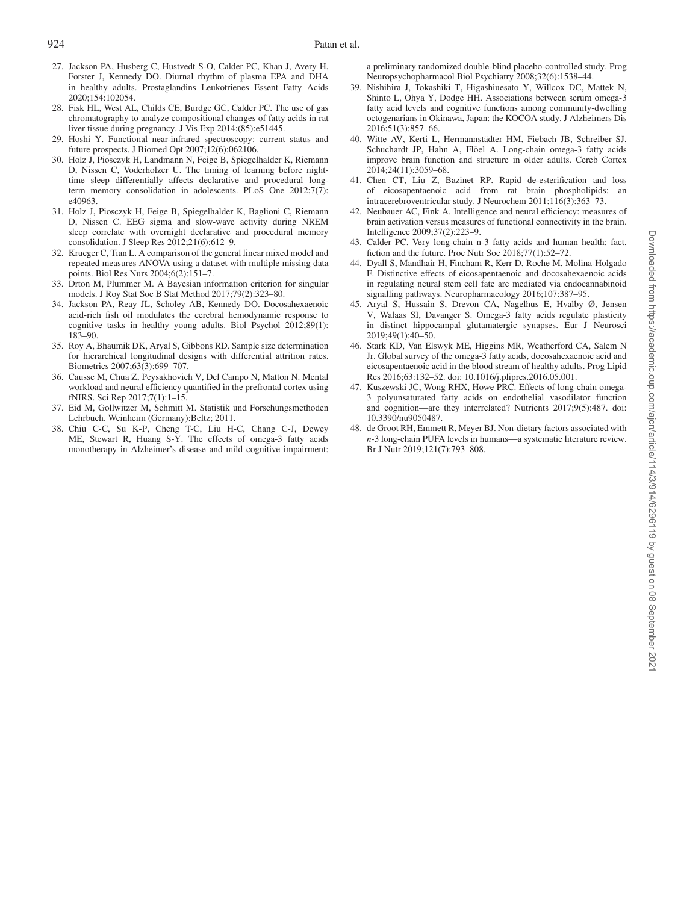27. Jackson PA, Husberg C, Hustvedt S-O, Calder PC, Khan J, Avery H, Forster J, Kennedy DO. Diurnal rhythm of plasma EPA and DHA in healthy adults. Prostaglandins Leukotrienes Essent Fatty Acids 2020;154:102054.
28. Fisk HL, West AL, Childs CE, Burdge GC, Calder PC. The use of gas chromatography to analyze compositional changes of fatty acids in rat liver tissue during pregnancy. J Vis Exp 2014;(85):e51445.
29. Hoshi Y. Functional near-infrared spectroscopy: current status and future prospects. J Biomed Opt 2007;12(6):062106.
30. Holz J, Piosczyk H, Landmann N, Feige B, Spiegelhalder K, Riemann D, Nissen C, Voderholzer U. The timing of learning before night-time sleep differentially affects declarative and procedural long-term memory consolidation in adolescents. PLoS One 2012;7(7): e40963.
31. Holz J, Piosczyk H, Feige B, Spiegelhalder K, Baglioni C, Riemann D, Nissen C. EEG sigma and slow-wave activity during NREM sleep correlate with overnight declarative and procedural memory consolidation. J Sleep Res 2012;21(6):612–9.
32. Krueger C, Tian L. A comparison of the general linear mixed model and repeated measures ANOVA using a dataset with multiple missing data points. Biol Res Nurs 2004;6(2):151–7.
33. Drton M, Plummer M. A Bayesian information criterion for singular models. J Roy Stat Soc B Stat Method 2017;79(2):323–80.
34. Jackson PA, Reay JL, Scholey AB, Kennedy DO. Docosahexaenoic acid-rich fish oil modulates the cerebral hemodynamic response to cognitive tasks in healthy young adults. Biol Psychol 2012;89(1): 183–90.
35. Roy A, Bhaumik DK, Aryal S, Gibbons RD. Sample size determination for hierarchical longitudinal designs with differential attrition rates. Biometrics 2007;63(3):699–707.
36. Causse M, Chua Z, Peysakhovich V, Del Campo N, Matton N. Mental workload and neural efficiency quantified in the prefrontal cortex using fNIRS. Sci Rep 2017;7(1):1–15.
37. Eid M, Gollwitzer M, Schmitt M. Statistik und Forschungsmethoden Lehrbuch. Weinheim (Germany):Beltz; 2011.
38. Chiu C-C, Su K-P, Cheng T-C, Liu H-C, Chang C-J, Dewey ME, Stewart R, Huang S-Y. The effects of omega-3 fatty acids monotherapy in Alzheimer's disease and mild cognitive impairment: a preliminary randomized double-blind placebo-controlled study. Prog Neuropsychopharmacol Biol Psychiatry 2008;32(6):1538–44.
39. Nishihira J, Tokashiki T, Higashiuesato Y, Willcox DC, Mattek N, Shinto L, Ohya Y, Dodge HH. Associations between serum omega-3 fatty acid levels and cognitive functions among community-dwelling octogenarians in Okinawa, Japan: the KOCOA study. J Alzheimers Dis 2016;51(3):857–66.
40. Witte AV, Kerti L, Hermannstädter HM, Fiebach JB, Schreiber SJ, Schuchardt JP, Hahn A, Flöel A. Long-chain omega-3 fatty acids improve brain function and structure in older adults. Cereb Cortex 2014;24(11):3059–68.
41. Chen CT, Liu Z, Bazinet RP. Rapid de-esterification and loss of eicosapentaenoic acid from rat brain phospholipids: an intracerebroventricular study. J Neurochem 2011;116(3):363–73.
42. Neubauer AC, Fink A. Intelligence and neural efficiency: measures of brain activation versus measures of functional connectivity in the brain. Intelligence 2009;37(2):223–9.
43. Calder PC. Very long-chain n-3 fatty acids and human health: fact, fiction and the future. Proc Nutr Soc 2018;77(1):52–72.
44. Dyall S, Mandhair H, Fincham R, Kerr D, Roche M, Molina-Holgado F. Distinctive effects of eicosapentaenoic and docosahexaenoic acids in regulating neural stem cell fate are mediated via endocannabinoid signalling pathways. Neuropharmacology 2016;107:387–95.
45. Aryal S, Hussain S, Drevon CA, Nagelhus E, Hvalby Ø, Jensen V, Walaas SI, Davanger S. Omega-3 fatty acids regulate plasticity in distinct hippocampal glutamatergic synapses. Eur J Neurosci 2019;49(1):40–50.
46. Stark KD, Van Elswyk ME, Higgins MR, Weatherford CA, Salem N Jr. Global survey of the omega-3 fatty acids, docosahexaenoic acid and eicosapentaenoic acid in the blood stream of healthy adults. Prog Lipid Res 2016;63:132–52. doi: 10.1016/j.plipres.2016.05.001.
47. Kuszewski JC, Wong RHX, Howe PRC. Effects of long-chain omega-3 polyunsaturated fatty acids on endothelial vasodilator function and cognition—are they interrelated? Nutrients 2017;9(5):487. doi: 10.3390/nu9050487.
48. de Groot RH, Emmett R, Meyer BJ. Non-dietary factors associated with *n*-3 long-chain PUFA levels in humans—a systematic literature review. Br J Nutr 2019;121(7):793–808.